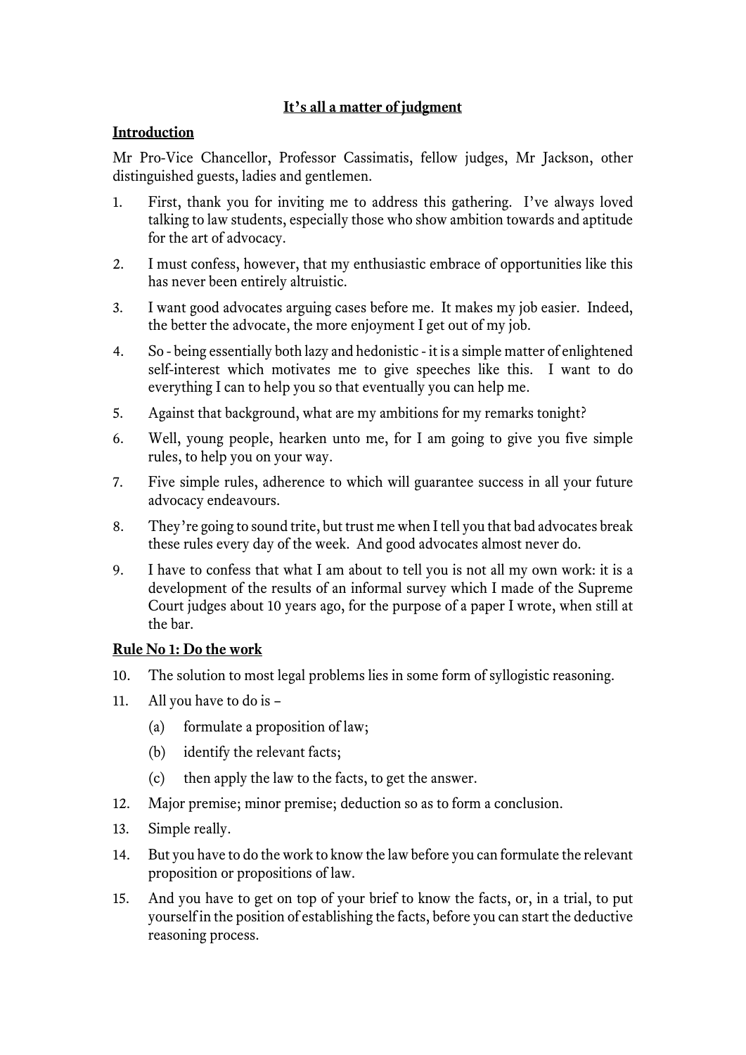# It's all a matter of judgment

## Introduction

Mr Pro-Vice Chancellor, Professor Cassimatis, fellow judges, Mr Jackson, other distinguished guests, ladies and gentlemen.

1. First, thank you for inviting me to address this gathering. I've always loved talking to law students, especially those who show ambition towards and aptitude for the art of advocacy.
2. I must confess, however, that my enthusiastic embrace of opportunities like this has never been entirely altruistic.
3. I want good advocates arguing cases before me. It makes my job easier. Indeed, the better the advocate, the more enjoyment I get out of my job.
4. So - being essentially both lazy and hedonistic - it is a simple matter of enlightened self-interest which motivates me to give speeches like this. I want to do everything I can to help you so that eventually you can help me.
5. Against that background, what are my ambitions for my remarks tonight?
6. Well, young people, hearken unto me, for I am going to give you five simple rules, to help you on your way.
7. Five simple rules, adherence to which will guarantee success in all your future advocacy endeavours.
8. They're going to sound trite, but trust me when I tell you that bad advocates break these rules every day of the week. And good advocates almost never do.
9. I have to confess that what I am about to tell you is not all my own work: it is a development of the results of an informal survey which I made of the Supreme Court judges about 10 years ago, for the purpose of a paper I wrote, when still at the bar.

## Rule No 1: Do the work

10. The solution to most legal problems lies in some form of syllogistic reasoning.
11. All you have to do is –
    (a) formulate a proposition of law;
    (b) identify the relevant facts;
    (c) then apply the law to the facts, to get the answer.
12. Major premise; minor premise; deduction so as to form a conclusion.
13. Simple really.
14. But you have to do the work to know the law before you can formulate the relevant proposition or propositions of law.
15. And you have to get on top of your brief to know the facts, or, in a trial, to put yourself in the position of establishing the facts, before you can start the deductive reasoning process.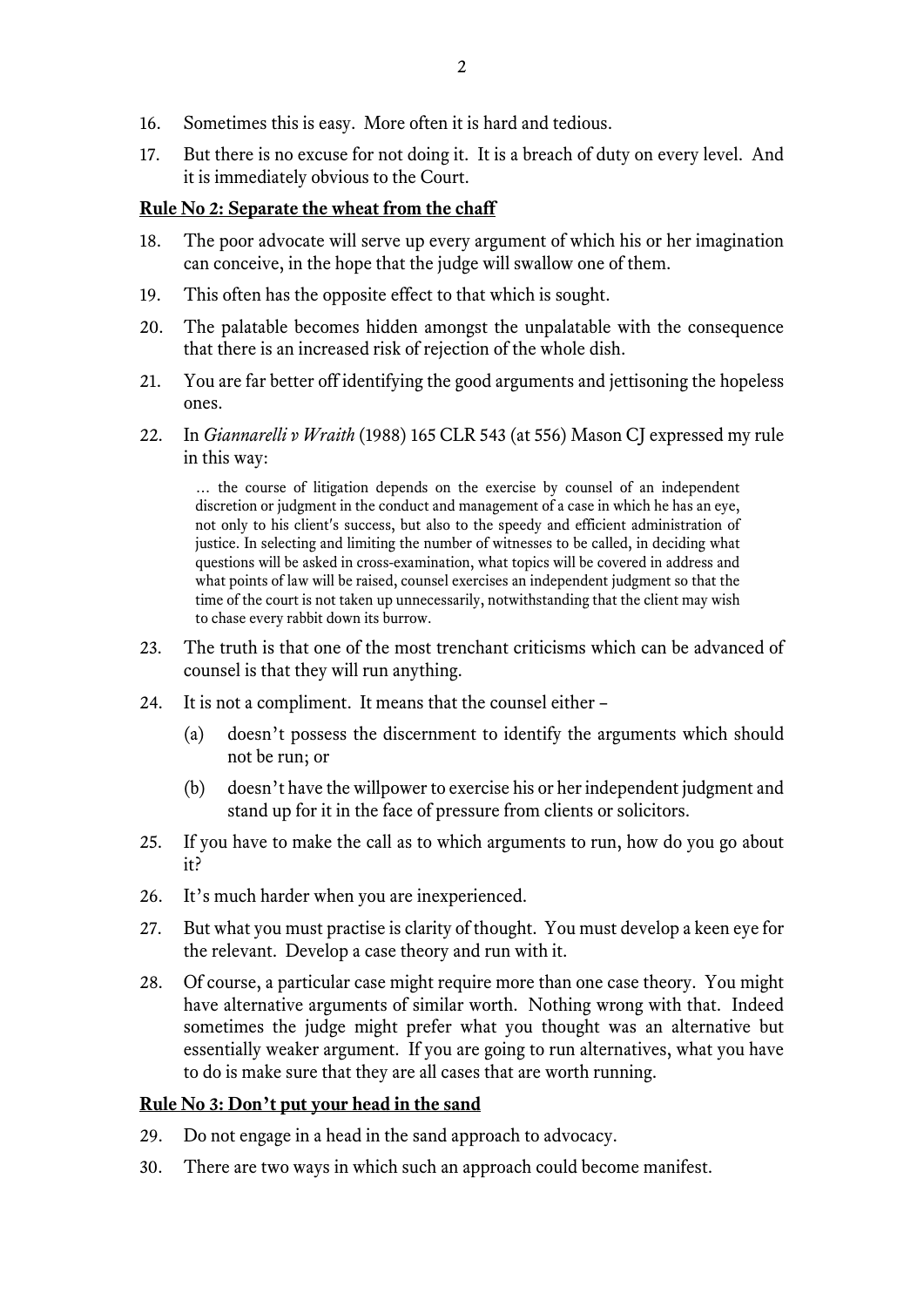16. Sometimes this is easy. More often it is hard and tedious.

17. But there is no excuse for not doing it. It is a breach of duty on every level. And it is immediately obvious to the Court.

**Rule No 2: Separate the wheat from the chaff**

18. The poor advocate will serve up every argument of which his or her imagination can conceive, in the hope that the judge will swallow one of them.

19. This often has the opposite effect to that which is sought.

20. The palatable becomes hidden amongst the unpalatable with the consequence that there is an increased risk of rejection of the whole dish.

21. You are far better off identifying the good arguments and jettisoning the hopeless ones.

22. In *Giannarelli v Wraith* (1988) 165 CLR 543 (at 556) Mason CJ expressed my rule in this way:

> … the course of litigation depends on the exercise by counsel of an independent discretion or judgment in the conduct and management of a case in which he has an eye, not only to his client's success, but also to the speedy and efficient administration of justice. In selecting and limiting the number of witnesses to be called, in deciding what questions will be asked in cross-examination, what topics will be covered in address and what points of law will be raised, counsel exercises an independent judgment so that the time of the court is not taken up unnecessarily, notwithstanding that the client may wish to chase every rabbit down its burrow.

23. The truth is that one of the most trenchant criticisms which can be advanced of counsel is that they will run anything.

24. It is not a compliment. It means that the counsel either –

    (a) doesn't possess the discernment to identify the arguments which should not be run; or

    (b) doesn't have the willpower to exercise his or her independent judgment and stand up for it in the face of pressure from clients or solicitors.

25. If you have to make the call as to which arguments to run, how do you go about it?

26. It's much harder when you are inexperienced.

27. But what you must practise is clarity of thought. You must develop a keen eye for the relevant. Develop a case theory and run with it.

28. Of course, a particular case might require more than one case theory. You might have alternative arguments of similar worth. Nothing wrong with that. Indeed sometimes the judge might prefer what you thought was an alternative but essentially weaker argument. If you are going to run alternatives, what you have to do is make sure that they are all cases that are worth running.

**Rule No 3: Don't put your head in the sand**

29. Do not engage in a head in the sand approach to advocacy.

30. There are two ways in which such an approach could become manifest.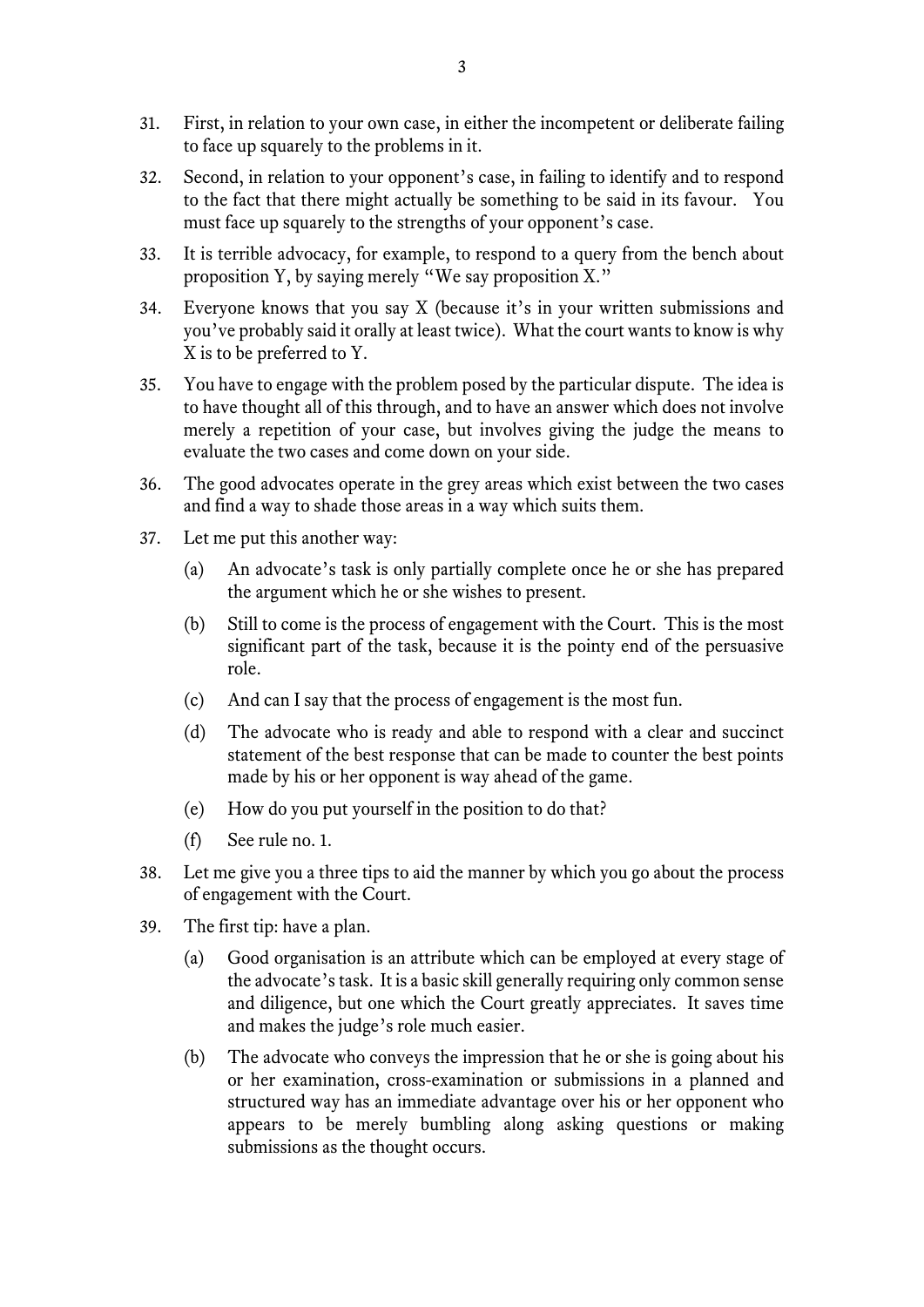31. First, in relation to your own case, in either the incompetent or deliberate failing to face up squarely to the problems in it.

32. Second, in relation to your opponent's case, in failing to identify and to respond to the fact that there might actually be something to be said in its favour. You must face up squarely to the strengths of your opponent's case.

33. It is terrible advocacy, for example, to respond to a query from the bench about proposition Y, by saying merely "We say proposition X."

34. Everyone knows that you say X (because it's in your written submissions and you've probably said it orally at least twice). What the court wants to know is why X is to be preferred to Y.

35. You have to engage with the problem posed by the particular dispute. The idea is to have thought all of this through, and to have an answer which does not involve merely a repetition of your case, but involves giving the judge the means to evaluate the two cases and come down on your side.

36. The good advocates operate in the grey areas which exist between the two cases and find a way to shade those areas in a way which suits them.

37. Let me put this another way:

    (a) An advocate's task is only partially complete once he or she has prepared the argument which he or she wishes to present.

    (b) Still to come is the process of engagement with the Court. This is the most significant part of the task, because it is the pointy end of the persuasive role.

    (c) And can I say that the process of engagement is the most fun.

    (d) The advocate who is ready and able to respond with a clear and succinct statement of the best response that can be made to counter the best points made by his or her opponent is way ahead of the game.

    (e) How do you put yourself in the position to do that?

    (f) See rule no. 1.

38. Let me give you a three tips to aid the manner by which you go about the process of engagement with the Court.

39. The first tip: have a plan.

    (a) Good organisation is an attribute which can be employed at every stage of the advocate's task. It is a basic skill generally requiring only common sense and diligence, but one which the Court greatly appreciates. It saves time and makes the judge's role much easier.

    (b) The advocate who conveys the impression that he or she is going about his or her examination, cross-examination or submissions in a planned and structured way has an immediate advantage over his or her opponent who appears to be merely bumbling along asking questions or making submissions as the thought occurs.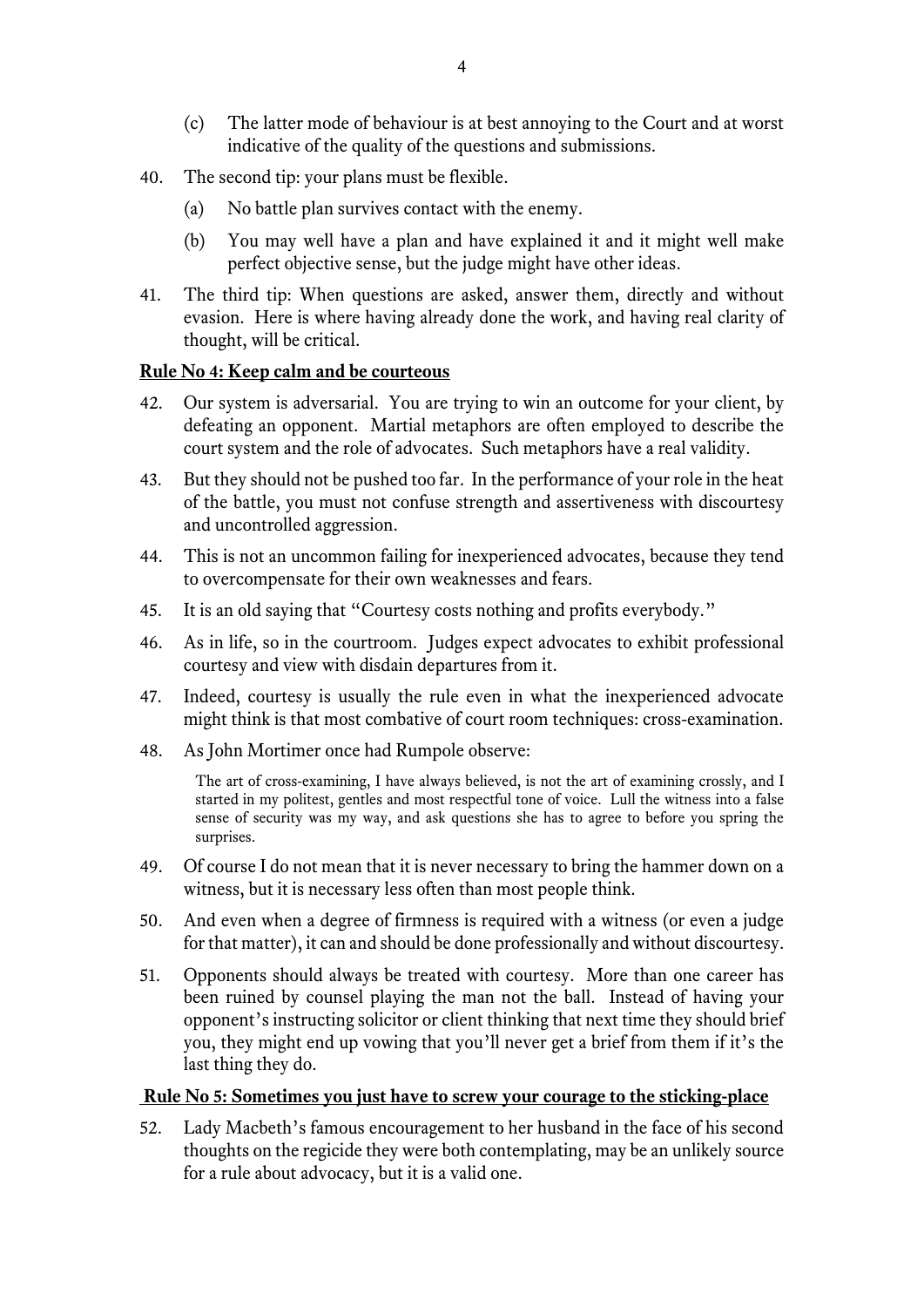(c) The latter mode of behaviour is at best annoying to the Court and at worst indicative of the quality of the questions and submissions.

40. The second tip: your plans must be flexible.

    (a) No battle plan survives contact with the enemy.

    (b) You may well have a plan and have explained it and it might well make perfect objective sense, but the judge might have other ideas.

41. The third tip: When questions are asked, answer them, directly and without evasion. Here is where having already done the work, and having real clarity of thought, will be critical.

**Rule No 4: Keep calm and be courteous**

42. Our system is adversarial. You are trying to win an outcome for your client, by defeating an opponent. Martial metaphors are often employed to describe the court system and the role of advocates. Such metaphors have a real validity.

43. But they should not be pushed too far. In the performance of your role in the heat of the battle, you must not confuse strength and assertiveness with discourtesy and uncontrolled aggression.

44. This is not an uncommon failing for inexperienced advocates, because they tend to overcompensate for their own weaknesses and fears.

45. It is an old saying that "Courtesy costs nothing and profits everybody."

46. As in life, so in the courtroom. Judges expect advocates to exhibit professional courtesy and view with disdain departures from it.

47. Indeed, courtesy is usually the rule even in what the inexperienced advocate might think is that most combative of court room techniques: cross-examination.

48. As John Mortimer once had Rumpole observe:

    > The art of cross-examining, I have always believed, is not the art of examining crossly, and I started in my politest, gentles and most respectful tone of voice. Lull the witness into a false sense of security was my way, and ask questions she has to agree to before you spring the surprises.

49. Of course I do not mean that it is never necessary to bring the hammer down on a witness, but it is necessary less often than most people think.

50. And even when a degree of firmness is required with a witness (or even a judge for that matter), it can and should be done professionally and without discourtesy.

51. Opponents should always be treated with courtesy. More than one career has been ruined by counsel playing the man not the ball. Instead of having your opponent's instructing solicitor or client thinking that next time they should brief you, they might end up vowing that you'll never get a brief from them if it's the last thing they do.

**Rule No 5: Sometimes you just have to screw your courage to the sticking-place**

52. Lady Macbeth's famous encouragement to her husband in the face of his second thoughts on the regicide they were both contemplating, may be an unlikely source for a rule about advocacy, but it is a valid one.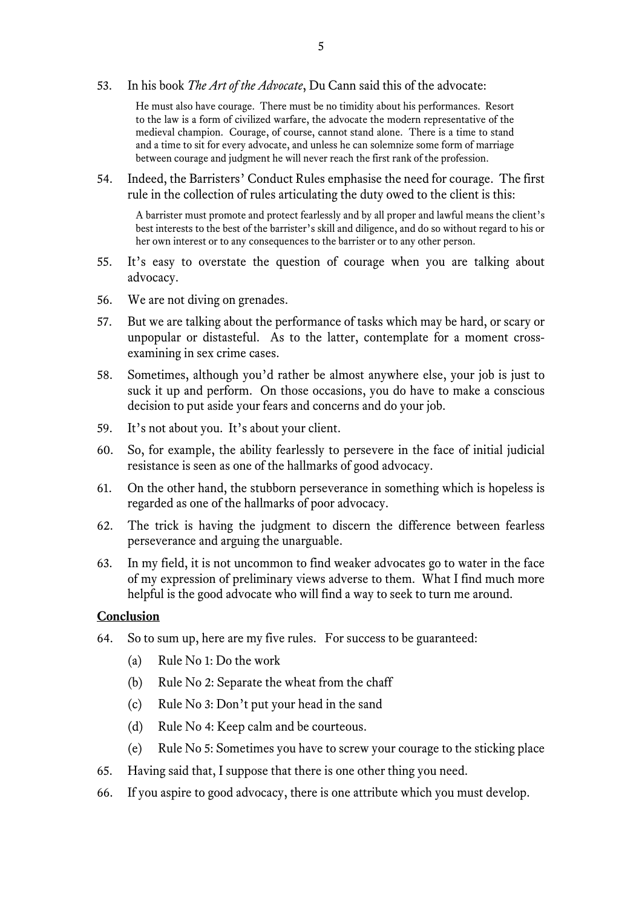53. In his book *The Art of the Advocate*, Du Cann said this of the advocate:

> He must also have courage. There must be no timidity about his performances. Resort to the law is a form of civilized warfare, the advocate the modern representative of the medieval champion. Courage, of course, cannot stand alone. There is a time to stand and a time to sit for every advocate, and unless he can solemnize some form of marriage between courage and judgment he will never reach the first rank of the profession.

54. Indeed, the Barristers' Conduct Rules emphasise the need for courage. The first rule in the collection of rules articulating the duty owed to the client is this:

> A barrister must promote and protect fearlessly and by all proper and lawful means the client's best interests to the best of the barrister's skill and diligence, and do so without regard to his or her own interest or to any consequences to the barrister or to any other person.

55. It's easy to overstate the question of courage when you are talking about advocacy.

56. We are not diving on grenades.

57. But we are talking about the performance of tasks which may be hard, or scary or unpopular or distasteful. As to the latter, contemplate for a moment cross-examining in sex crime cases.

58. Sometimes, although you'd rather be almost anywhere else, your job is just to suck it up and perform. On those occasions, you do have to make a conscious decision to put aside your fears and concerns and do your job.

59. It's not about you. It's about your client.

60. So, for example, the ability fearlessly to persevere in the face of initial judicial resistance is seen as one of the hallmarks of good advocacy.

61. On the other hand, the stubborn perseverance in something which is hopeless is regarded as one of the hallmarks of poor advocacy.

62. The trick is having the judgment to discern the difference between fearless perseverance and arguing the unarguable.

63. In my field, it is not uncommon to find weaker advocates go to water in the face of my expression of preliminary views adverse to them. What I find much more helpful is the good advocate who will find a way to seek to turn me around.

## Conclusion

64. So to sum up, here are my five rules. For success to be guaranteed:

    (a) Rule No 1: Do the work

    (b) Rule No 2: Separate the wheat from the chaff

    (c) Rule No 3: Don't put your head in the sand

    (d) Rule No 4: Keep calm and be courteous.

    (e) Rule No 5: Sometimes you have to screw your courage to the sticking place

65. Having said that, I suppose that there is one other thing you need.

66. If you aspire to good advocacy, there is one attribute which you must develop.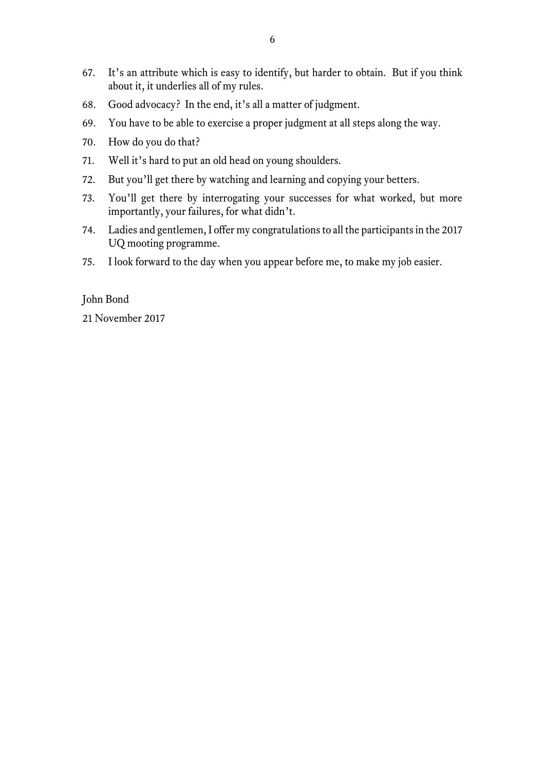67. It's an attribute which is easy to identify, but harder to obtain. But if you think about it, it underlies all of my rules.
68. Good advocacy? In the end, it's all a matter of judgment.
69. You have to be able to exercise a proper judgment at all steps along the way.
70. How do you do that?
71. Well it's hard to put an old head on young shoulders.
72. But you'll get there by watching and learning and copying your betters.
73. You'll get there by interrogating your successes for what worked, but more importantly, your failures, for what didn't.
74. Ladies and gentlemen, I offer my congratulations to all the participants in the 2017 UQ mooting programme.
75. I look forward to the day when you appear before me, to make my job easier.

John Bond

21 November 2017